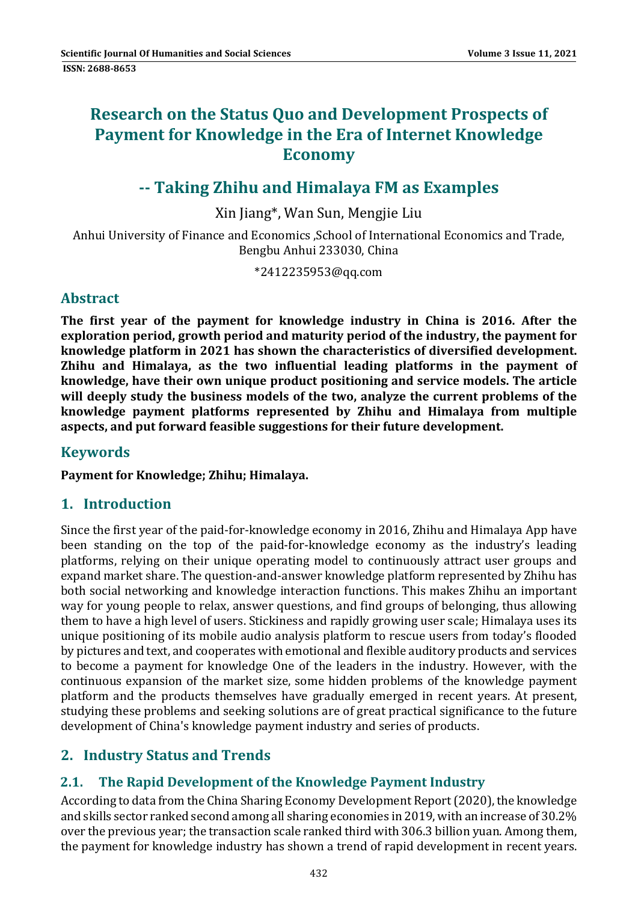# Research on the Status Quo and Development Prospects of Payment for Knowledge in the Era of Internet Knowledge Economy

## -- Taking Zhihu and Himalaya FM as Examples

Xin Jiang*, Wan Sun, Mengjie Liu

Anhui University of Finance and Economics ,School of International Economics and Trade, Bengbu Anhui 233030, China

*2412235953@qq.com

## Abstract

**The first year of the payment for knowledge industry in China is 2016. After the exploration period, growth period and maturity period of the industry, the payment for knowledge platform in 2021 has shown the characteristics of diversified development. Zhihu and Himalaya, as the two influential leading platforms in the payment of knowledge, have their own unique product positioning and service models. The article will deeply study the business models of the two, analyze the current problems of the knowledge payment platforms represented by Zhihu and Himalaya from multiple aspects, and put forward feasible suggestions for their future development.**

## Keywords

**Payment for Knowledge; Zhihu; Himalaya.**

## 1. Introduction

Since the first year of the paid-for-knowledge economy in 2016, Zhihu and Himalaya App have been standing on the top of the paid-for-knowledge economy as the industry's leading platforms, relying on their unique operating model to continuously attract user groups and expand market share. The question-and-answer knowledge platform represented by Zhihu has both social networking and knowledge interaction functions. This makes Zhihu an important way for young people to relax, answer questions, and find groups of belonging, thus allowing them to have a high level of users. Stickiness and rapidly growing user scale; Himalaya uses its unique positioning of its mobile audio analysis platform to rescue users from today's flooded by pictures and text, and cooperates with emotional and flexible auditory products and services to become a payment for knowledge One of the leaders in the industry. However, with the continuous expansion of the market size, some hidden problems of the knowledge payment platform and the products themselves have gradually emerged in recent years. At present, studying these problems and seeking solutions are of great practical significance to the future development of China's knowledge payment industry and series of products.

## 2. Industry Status and Trends

### 2.1. The Rapid Development of the Knowledge Payment Industry

According to data from the China Sharing Economy Development Report (2020), the knowledge and skills sector ranked second among all sharing economies in 2019, with an increase of 30.2% over the previous year; the transaction scale ranked third with 306.3 billion yuan. Among them, the payment for knowledge industry has shown a trend of rapid development in recent years.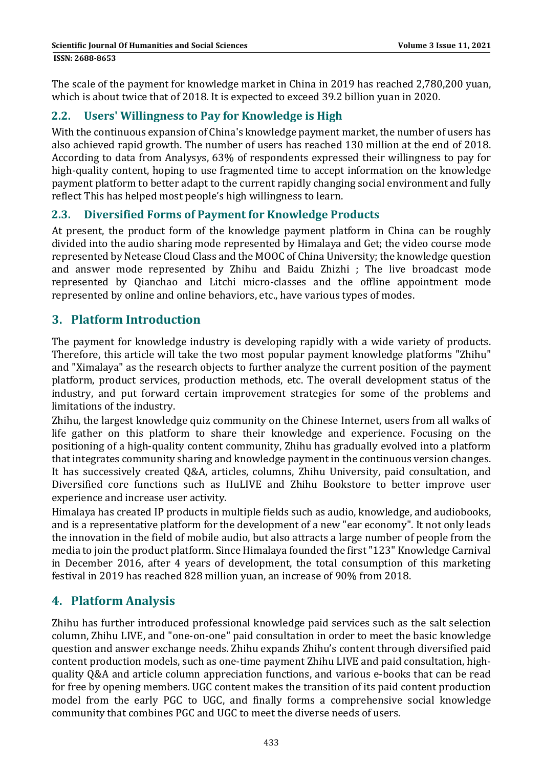The scale of the payment for knowledge market in China in 2019 has reached 2,780,200 yuan, which is about twice that of 2018. It is expected to exceed 39.2 billion yuan in 2020.

## 2.2. Users' Willingness to Pay for Knowledge is High

With the continuous expansion of China's knowledge payment market, the number of users has also achieved rapid growth. The number of users has reached 130 million at the end of 2018. According to data from Analysys, 63% of respondents expressed their willingness to pay for high-quality content, hoping to use fragmented time to accept information on the knowledge payment platform to better adapt to the current rapidly changing social environment and fully reflect This has helped most people's high willingness to learn.

## 2.3. Diversified Forms of Payment for Knowledge Products

At present, the product form of the knowledge payment platform in China can be roughly divided into the audio sharing mode represented by Himalaya and Get; the video course mode represented by Netease Cloud Class and the MOOC of China University; the knowledge question and answer mode represented by Zhihu and Baidu Zhizhi ; The live broadcast mode represented by Qianchao and Litchi micro-classes and the offline appointment mode represented by online and online behaviors, etc., have various types of modes.

# 3. Platform Introduction

The payment for knowledge industry is developing rapidly with a wide variety of products. Therefore, this article will take the two most popular payment knowledge platforms "Zhihu" and "Ximalaya" as the research objects to further analyze the current position of the payment platform, product services, production methods, etc. The overall development status of the industry, and put forward certain improvement strategies for some of the problems and limitations of the industry.

Zhihu, the largest knowledge quiz community on the Chinese Internet, users from all walks of life gather on this platform to share their knowledge and experience. Focusing on the positioning of a high-quality content community, Zhihu has gradually evolved into a platform that integrates community sharing and knowledge payment in the continuous version changes. It has successively created Q&A, articles, columns, Zhihu University, paid consultation, and Diversified core functions such as HuLIVE and Zhihu Bookstore to better improve user experience and increase user activity.

Himalaya has created IP products in multiple fields such as audio, knowledge, and audiobooks, and is a representative platform for the development of a new "ear economy". It not only leads the innovation in the field of mobile audio, but also attracts a large number of people from the media to join the product platform. Since Himalaya founded the first "123" Knowledge Carnival in December 2016, after 4 years of development, the total consumption of this marketing festival in 2019 has reached 828 million yuan, an increase of 90% from 2018.

# 4. Platform Analysis

Zhihu has further introduced professional knowledge paid services such as the salt selection column, Zhihu LIVE, and "one-on-one" paid consultation in order to meet the basic knowledge question and answer exchange needs. Zhihu expands Zhihu's content through diversified paid content production models, such as one-time payment Zhihu LIVE and paid consultation, high-quality Q&A and article column appreciation functions, and various e-books that can be read for free by opening members. UGC content makes the transition of its paid content production model from the early PGC to UGC, and finally forms a comprehensive social knowledge community that combines PGC and UGC to meet the diverse needs of users.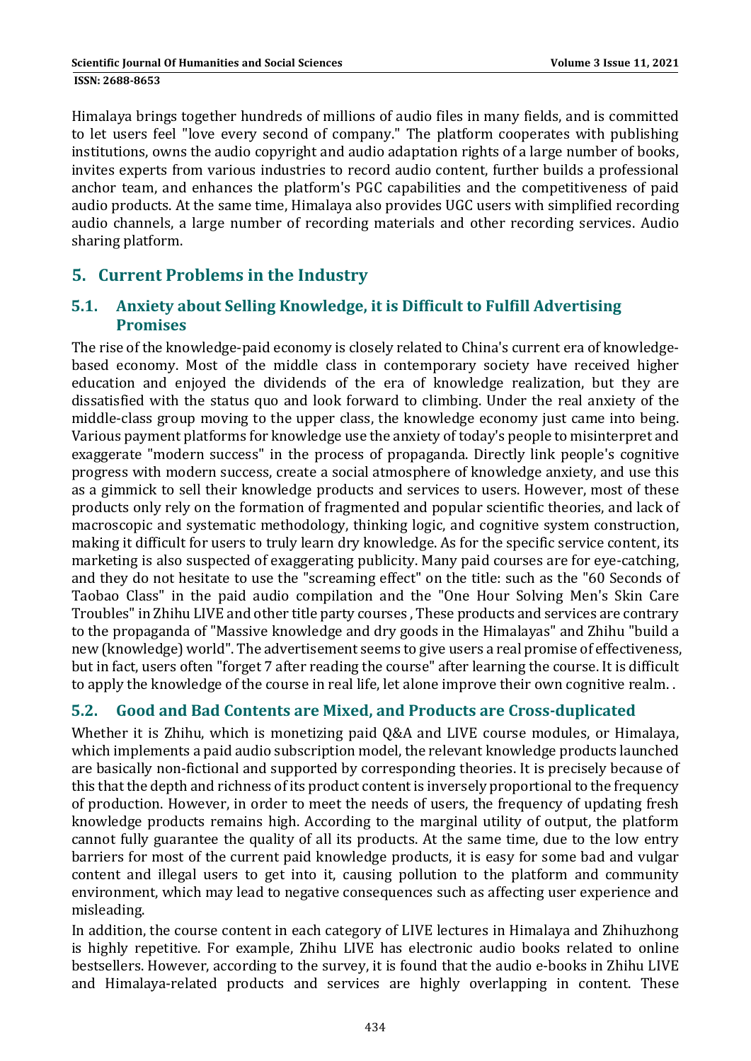Himalaya brings together hundreds of millions of audio files in many fields, and is committed to let users feel "love every second of company." The platform cooperates with publishing institutions, owns the audio copyright and audio adaptation rights of a large number of books, invites experts from various industries to record audio content, further builds a professional anchor team, and enhances the platform's PGC capabilities and the competitiveness of paid audio products. At the same time, Himalaya also provides UGC users with simplified recording audio channels, a large number of recording materials and other recording services. Audio sharing platform.

## 5. Current Problems in the Industry

### 5.1. Anxiety about Selling Knowledge, it is Difficult to Fulfill Advertising Promises

The rise of the knowledge-paid economy is closely related to China's current era of knowledge-based economy. Most of the middle class in contemporary society have received higher education and enjoyed the dividends of the era of knowledge realization, but they are dissatisfied with the status quo and look forward to climbing. Under the real anxiety of the middle-class group moving to the upper class, the knowledge economy just came into being. Various payment platforms for knowledge use the anxiety of today's people to misinterpret and exaggerate "modern success" in the process of propaganda. Directly link people's cognitive progress with modern success, create a social atmosphere of knowledge anxiety, and use this as a gimmick to sell their knowledge products and services to users. However, most of these products only rely on the formation of fragmented and popular scientific theories, and lack of macroscopic and systematic methodology, thinking logic, and cognitive system construction, making it difficult for users to truly learn dry knowledge. As for the specific service content, its marketing is also suspected of exaggerating publicity. Many paid courses are for eye-catching, and they do not hesitate to use the "screaming effect" on the title: such as the "60 Seconds of Taobao Class" in the paid audio compilation and the "One Hour Solving Men's Skin Care Troubles" in Zhihu LIVE and other title party courses , These products and services are contrary to the propaganda of "Massive knowledge and dry goods in the Himalayas" and Zhihu "build a new (knowledge) world". The advertisement seems to give users a real promise of effectiveness, but in fact, users often "forget 7 after reading the course" after learning the course. It is difficult to apply the knowledge of the course in real life, let alone improve their own cognitive realm. .

### 5.2. Good and Bad Contents are Mixed, and Products are Cross-duplicated

Whether it is Zhihu, which is monetizing paid Q&A and LIVE course modules, or Himalaya, which implements a paid audio subscription model, the relevant knowledge products launched are basically non-fictional and supported by corresponding theories. It is precisely because of this that the depth and richness of its product content is inversely proportional to the frequency of production. However, in order to meet the needs of users, the frequency of updating fresh knowledge products remains high. According to the marginal utility of output, the platform cannot fully guarantee the quality of all its products. At the same time, due to the low entry barriers for most of the current paid knowledge products, it is easy for some bad and vulgar content and illegal users to get into it, causing pollution to the platform and community environment, which may lead to negative consequences such as affecting user experience and misleading.

In addition, the course content in each category of LIVE lectures in Himalaya and Zhihuzhong is highly repetitive. For example, Zhihu LIVE has electronic audio books related to online bestsellers. However, according to the survey, it is found that the audio e-books in Zhihu LIVE and Himalaya-related products and services are highly overlapping in content. These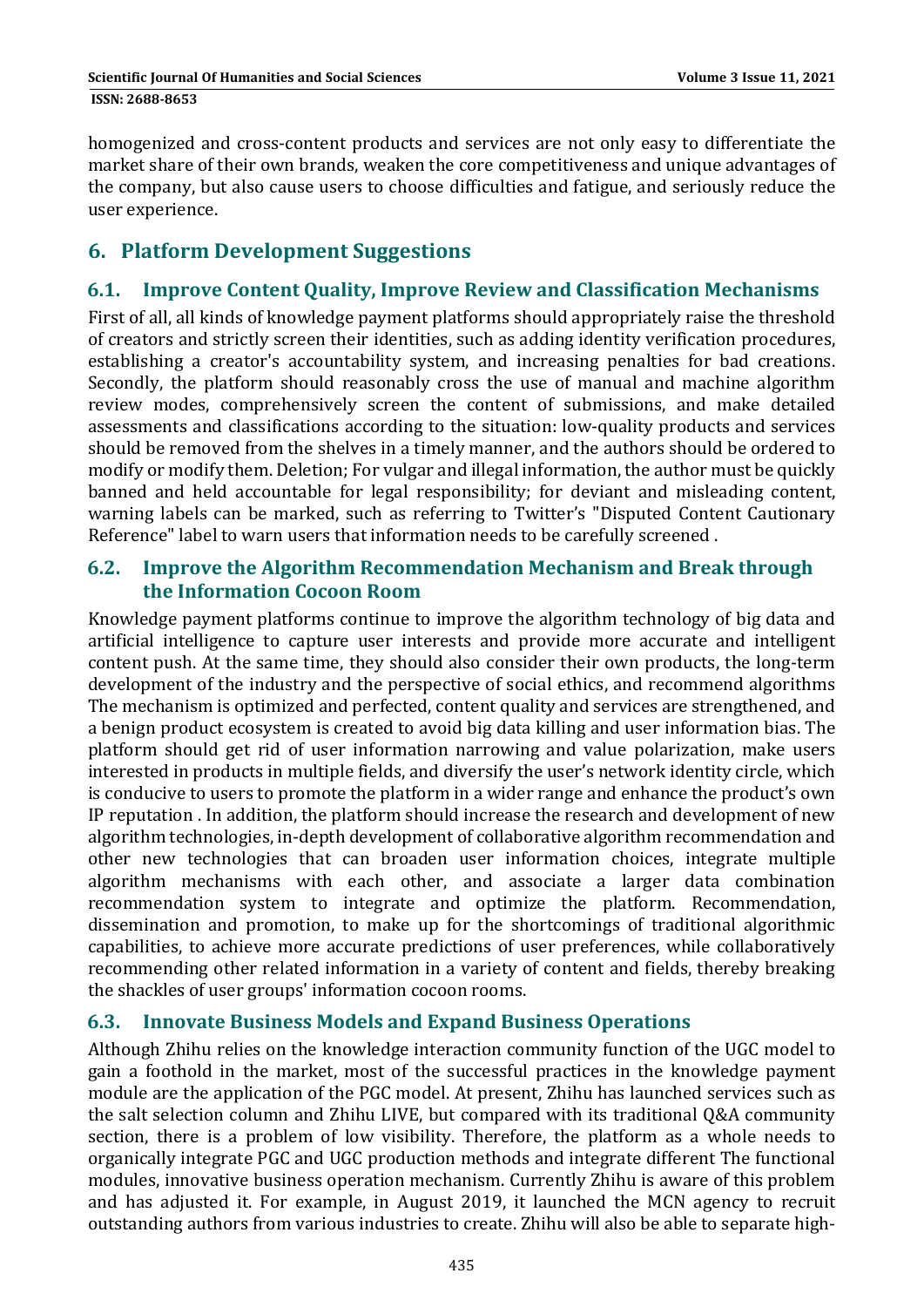homogenized and cross-content products and services are not only easy to differentiate the market share of their own brands, weaken the core competitiveness and unique advantages of the company, but also cause users to choose difficulties and fatigue, and seriously reduce the user experience.

## 6. Platform Development Suggestions

### 6.1. Improve Content Quality, Improve Review and Classification Mechanisms

First of all, all kinds of knowledge payment platforms should appropriately raise the threshold of creators and strictly screen their identities, such as adding identity verification procedures, establishing a creator's accountability system, and increasing penalties for bad creations. Secondly, the platform should reasonably cross the use of manual and machine algorithm review modes, comprehensively screen the content of submissions, and make detailed assessments and classifications according to the situation: low-quality products and services should be removed from the shelves in a timely manner, and the authors should be ordered to modify or modify them. Deletion; For vulgar and illegal information, the author must be quickly banned and held accountable for legal responsibility; for deviant and misleading content, warning labels can be marked, such as referring to Twitter's "Disputed Content Cautionary Reference" label to warn users that information needs to be carefully screened .

### 6.2. Improve the Algorithm Recommendation Mechanism and Break through the Information Cocoon Room

Knowledge payment platforms continue to improve the algorithm technology of big data and artificial intelligence to capture user interests and provide more accurate and intelligent content push. At the same time, they should also consider their own products, the long-term development of the industry and the perspective of social ethics, and recommend algorithms The mechanism is optimized and perfected, content quality and services are strengthened, and a benign product ecosystem is created to avoid big data killing and user information bias. The platform should get rid of user information narrowing and value polarization, make users interested in products in multiple fields, and diversify the user's network identity circle, which is conducive to users to promote the platform in a wider range and enhance the product's own IP reputation . In addition, the platform should increase the research and development of new algorithm technologies, in-depth development of collaborative algorithm recommendation and other new technologies that can broaden user information choices, integrate multiple algorithm mechanisms with each other, and associate a larger data combination recommendation system to integrate and optimize the platform. Recommendation, dissemination and promotion, to make up for the shortcomings of traditional algorithmic capabilities, to achieve more accurate predictions of user preferences, while collaboratively recommending other related information in a variety of content and fields, thereby breaking the shackles of user groups' information cocoon rooms.

### 6.3. Innovate Business Models and Expand Business Operations

Although Zhihu relies on the knowledge interaction community function of the UGC model to gain a foothold in the market, most of the successful practices in the knowledge payment module are the application of the PGC model. At present, Zhihu has launched services such as the salt selection column and Zhihu LIVE, but compared with its traditional Q&A community section, there is a problem of low visibility. Therefore, the platform as a whole needs to organically integrate PGC and UGC production methods and integrate different The functional modules, innovative business operation mechanism. Currently Zhihu is aware of this problem and has adjusted it. For example, in August 2019, it launched the MCN agency to recruit outstanding authors from various industries to create. Zhihu will also be able to separate high-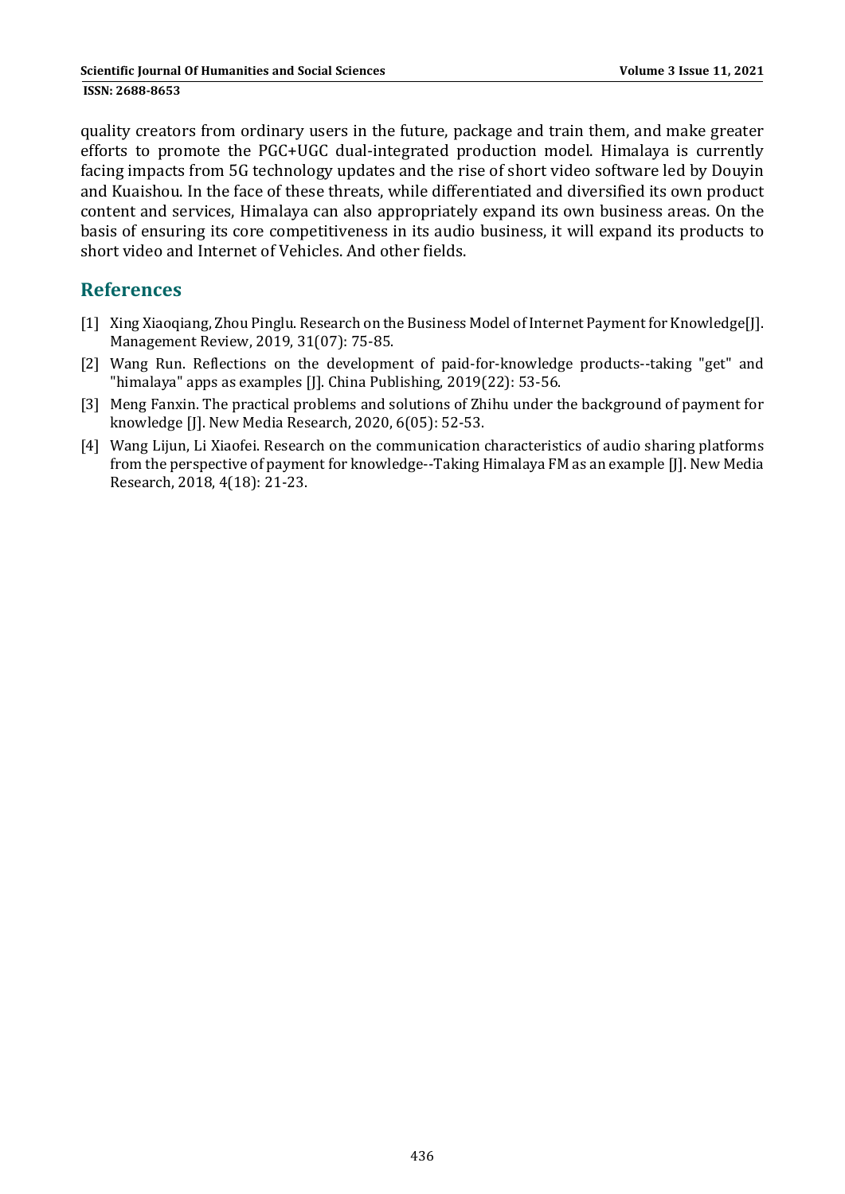quality creators from ordinary users in the future, package and train them, and make greater efforts to promote the PGC+UGC dual-integrated production model. Himalaya is currently facing impacts from 5G technology updates and the rise of short video software led by Douyin and Kuaishou. In the face of these threats, while differentiated and diversified its own product content and services, Himalaya can also appropriately expand its own business areas. On the basis of ensuring its core competitiveness in its audio business, it will expand its products to short video and Internet of Vehicles. And other fields.

## References

[1] Xing Xiaoqiang, Zhou Pinglu. Research on the Business Model of Internet Payment for Knowledge[J]. Management Review, 2019, 31(07): 75-85.

[2] Wang Run. Reflections on the development of paid-for-knowledge products--taking "get" and "himalaya" apps as examples [J]. China Publishing, 2019(22): 53-56.

[3] Meng Fanxin. The practical problems and solutions of Zhihu under the background of payment for knowledge [J]. New Media Research, 2020, 6(05): 52-53.

[4] Wang Lijun, Li Xiaofei. Research on the communication characteristics of audio sharing platforms from the perspective of payment for knowledge--Taking Himalaya FM as an example [J]. New Media Research, 2018, 4(18): 21-23.